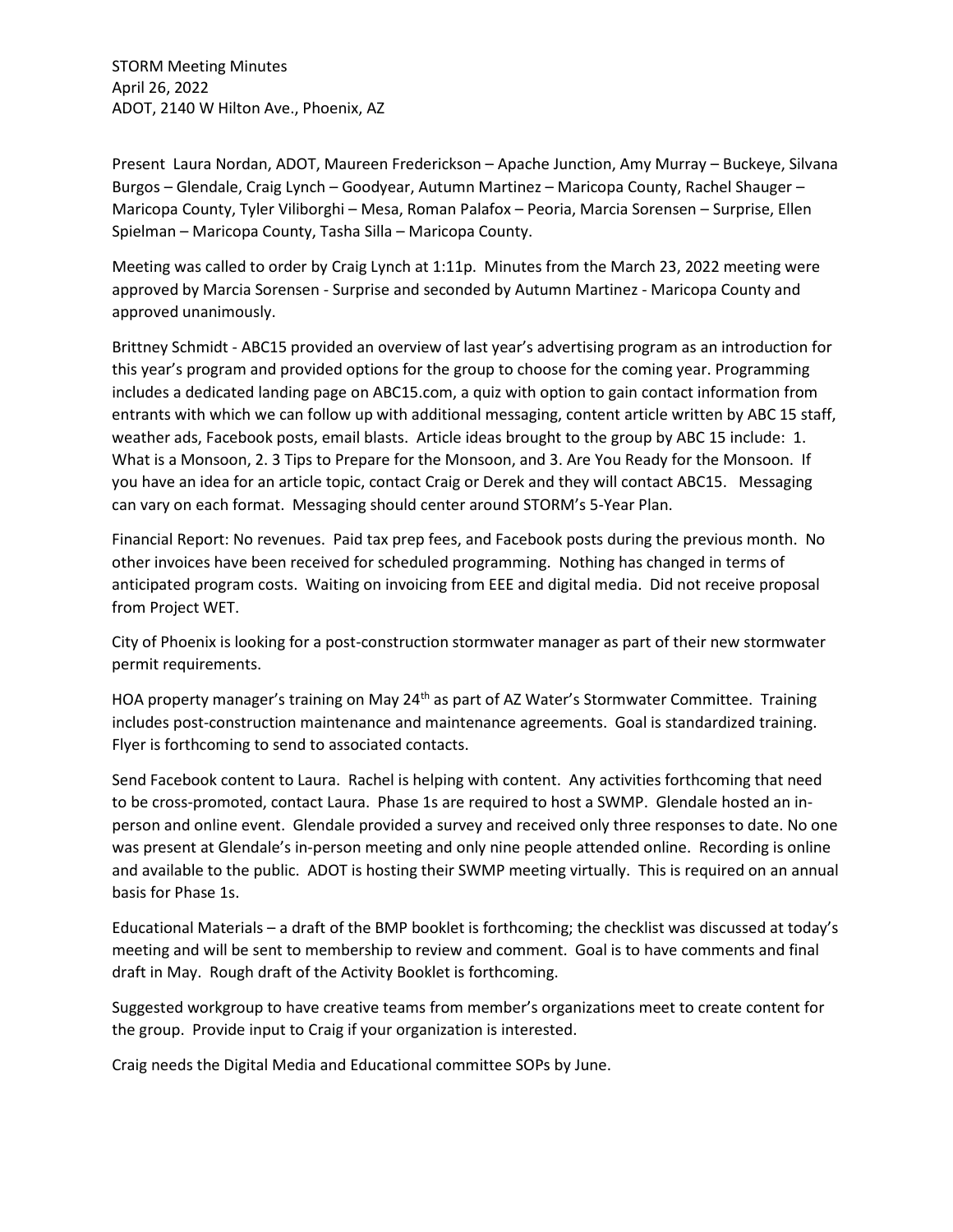STORM Meeting Minutes
April 26, 2022
ADOT, 2140 W Hilton Ave., Phoenix, AZ

Present Laura Nordan, ADOT, Maureen Frederickson – Apache Junction, Amy Murray – Buckeye, Silvana Burgos – Glendale, Craig Lynch – Goodyear, Autumn Martinez – Maricopa County, Rachel Shauger – Maricopa County, Tyler Viliborghi – Mesa, Roman Palafox – Peoria, Marcia Sorensen – Surprise, Ellen Spielman – Maricopa County, Tasha Silla – Maricopa County.

Meeting was called to order by Craig Lynch at 1:11p. Minutes from the March 23, 2022 meeting were approved by Marcia Sorensen - Surprise and seconded by Autumn Martinez - Maricopa County and approved unanimously.

Brittney Schmidt - ABC15 provided an overview of last year's advertising program as an introduction for this year's program and provided options for the group to choose for the coming year. Programming includes a dedicated landing page on ABC15.com, a quiz with option to gain contact information from entrants with which we can follow up with additional messaging, content article written by ABC 15 staff, weather ads, Facebook posts, email blasts. Article ideas brought to the group by ABC 15 include: 1. What is a Monsoon, 2. 3 Tips to Prepare for the Monsoon, and 3. Are You Ready for the Monsoon. If you have an idea for an article topic, contact Craig or Derek and they will contact ABC15. Messaging can vary on each format. Messaging should center around STORM's 5-Year Plan.

Financial Report: No revenues. Paid tax prep fees, and Facebook posts during the previous month. No other invoices have been received for scheduled programming. Nothing has changed in terms of anticipated program costs. Waiting on invoicing from EEE and digital media. Did not receive proposal from Project WET.

City of Phoenix is looking for a post-construction stormwater manager as part of their new stormwater permit requirements.

HOA property manager's training on May 24th as part of AZ Water's Stormwater Committee. Training includes post-construction maintenance and maintenance agreements. Goal is standardized training. Flyer is forthcoming to send to associated contacts.

Send Facebook content to Laura. Rachel is helping with content. Any activities forthcoming that need to be cross-promoted, contact Laura. Phase 1s are required to host a SWMP. Glendale hosted an in-person and online event. Glendale provided a survey and received only three responses to date. No one was present at Glendale's in-person meeting and only nine people attended online. Recording is online and available to the public. ADOT is hosting their SWMP meeting virtually. This is required on an annual basis for Phase 1s.

Educational Materials – a draft of the BMP booklet is forthcoming; the checklist was discussed at today's meeting and will be sent to membership to review and comment. Goal is to have comments and final draft in May. Rough draft of the Activity Booklet is forthcoming.

Suggested workgroup to have creative teams from member's organizations meet to create content for the group. Provide input to Craig if your organization is interested.

Craig needs the Digital Media and Educational committee SOPs by June.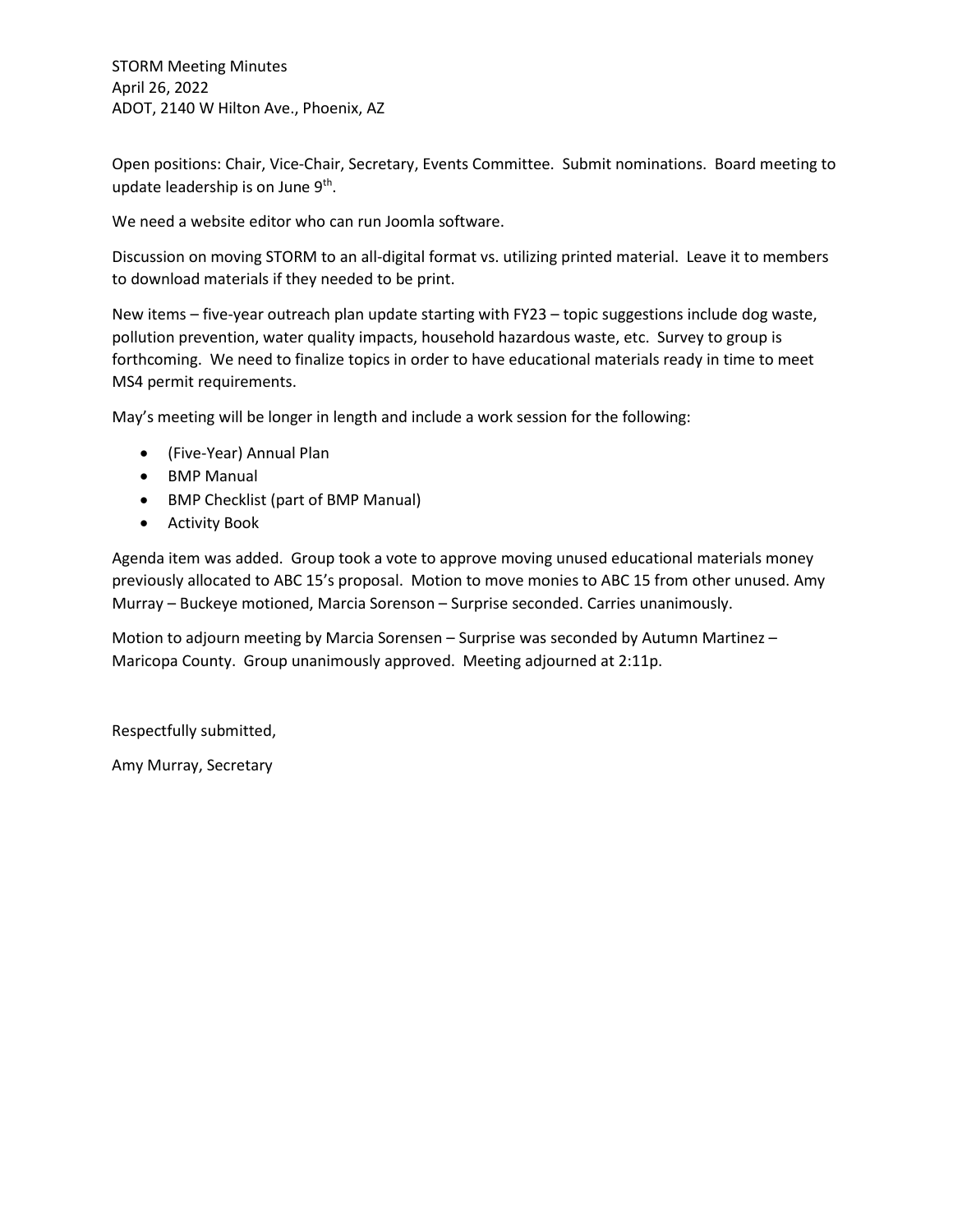STORM Meeting Minutes
April 26, 2022
ADOT, 2140 W Hilton Ave., Phoenix, AZ

Open positions: Chair, Vice-Chair, Secretary, Events Committee. Submit nominations. Board meeting to update leadership is on June 9th.

We need a website editor who can run Joomla software.

Discussion on moving STORM to an all-digital format vs. utilizing printed material. Leave it to members to download materials if they needed to be print.

New items – five-year outreach plan update starting with FY23 – topic suggestions include dog waste, pollution prevention, water quality impacts, household hazardous waste, etc. Survey to group is forthcoming. We need to finalize topics in order to have educational materials ready in time to meet MS4 permit requirements.

May's meeting will be longer in length and include a work session for the following:

- (Five-Year) Annual Plan
- BMP Manual
- BMP Checklist (part of BMP Manual)
- Activity Book

Agenda item was added. Group took a vote to approve moving unused educational materials money previously allocated to ABC 15's proposal. Motion to move monies to ABC 15 from other unused. Amy Murray – Buckeye motioned, Marcia Sorenson – Surprise seconded. Carries unanimously.

Motion to adjourn meeting by Marcia Sorensen – Surprise was seconded by Autumn Martinez – Maricopa County. Group unanimously approved. Meeting adjourned at 2:11p.

Respectfully submitted,

Amy Murray, Secretary